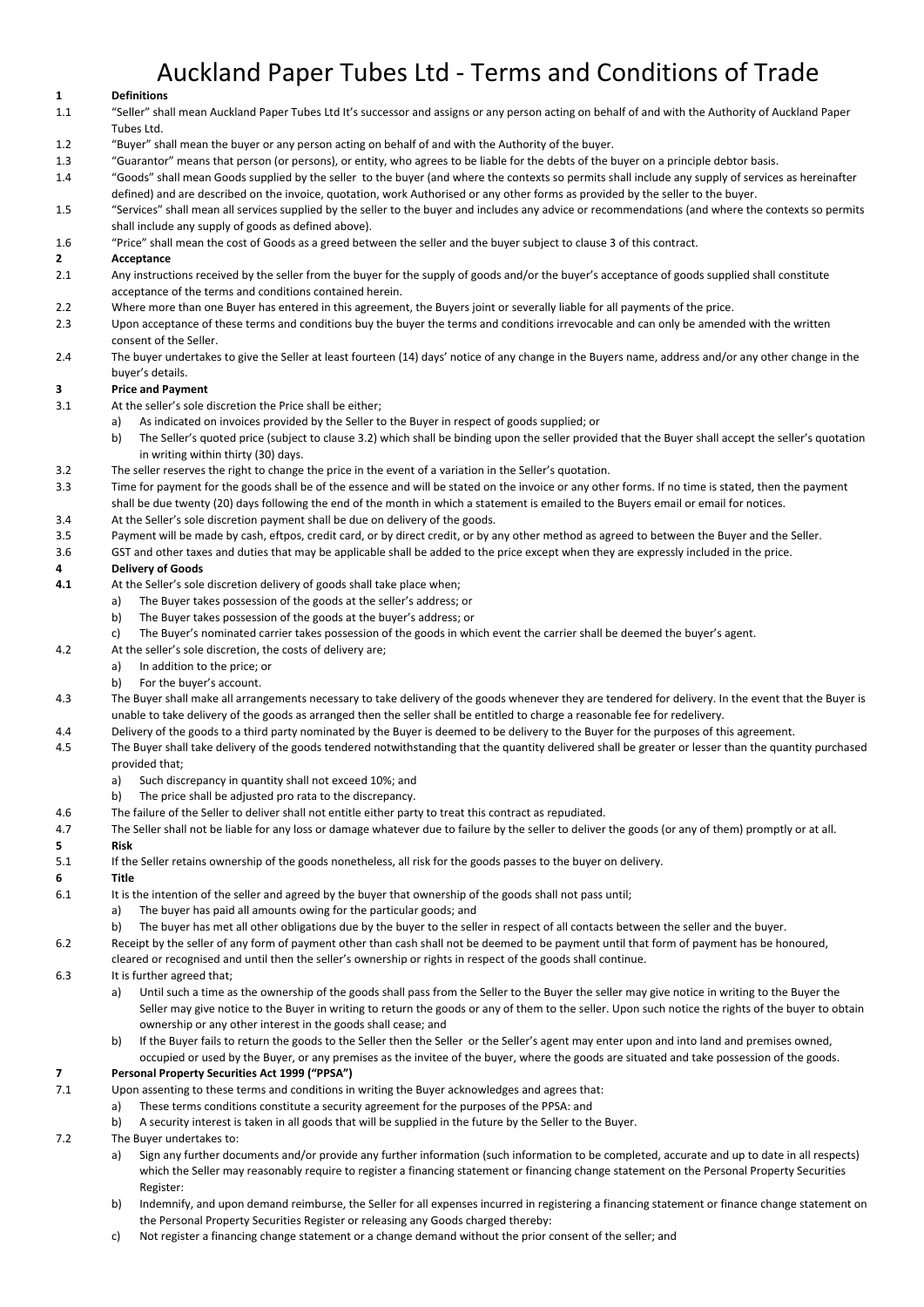# Auckland Paper Tubes Ltd - Terms and Conditions of Trade

**1 Definitions**

1.1 "Seller" shall mean Auckland Paper Tubes Ltd It's successor and assigns or any person acting on behalf of and with the Authority of Auckland Paper Tubes Ltd.

1.2 "Buyer" shall mean the buyer or any person acting on behalf of and with the Authority of the buyer.

1.3 "Guarantor" means that person (or persons), or entity, who agrees to be liable for the debts of the buyer on a principle debtor basis.

1.4 "Goods" shall mean Goods supplied by the seller to the buyer (and where the contexts so permits shall include any supply of services as hereinafter defined) and are described on the invoice, quotation, work Authorised or any other forms as provided by the seller to the buyer.

1.5 "Services" shall mean all services supplied by the seller to the buyer and includes any advice or recommendations (and where the contexts so permits shall include any supply of goods as defined above).

1.6 "Price" shall mean the cost of Goods as a greed between the seller and the buyer subject to clause 3 of this contract.

**2 Acceptance**

2.1 Any instructions received by the seller from the buyer for the supply of goods and/or the buyer's acceptance of goods supplied shall constitute acceptance of the terms and conditions contained herein.

2.2 Where more than one Buyer has entered in this agreement, the Buyers joint or severally liable for all payments of the price.

2.3 Upon acceptance of these terms and conditions buy the buyer the terms and conditions irrevocable and can only be amended with the written consent of the Seller.

2.4 The buyer undertakes to give the Seller at least fourteen (14) days' notice of any change in the Buyers name, address and/or any other change in the buyer's details.

**3 Price and Payment**

3.1 At the seller's sole discretion the Price shall be either;

- a) As indicated on invoices provided by the Seller to the Buyer in respect of goods supplied; or
- b) The Seller's quoted price (subject to clause 3.2) which shall be binding upon the seller provided that the Buyer shall accept the seller's quotation in writing within thirty (30) days.

3.2 The seller reserves the right to change the price in the event of a variation in the Seller's quotation.

3.3 Time for payment for the goods shall be of the essence and will be stated on the invoice or any other forms. If no time is stated, then the payment shall be due twenty (20) days following the end of the month in which a statement is emailed to the Buyers email or email for notices.

3.4 At the Seller's sole discretion payment shall be due on delivery of the goods.

3.5 Payment will be made by cash, eftpos, credit card, or by direct credit, or by any other method as agreed to between the Buyer and the Seller.

3.6 GST and other taxes and duties that may be applicable shall be added to the price except when they are expressly included in the price.

**4 Delivery of Goods**

**4.1** At the Seller's sole discretion delivery of goods shall take place when;

- a) The Buyer takes possession of the goods at the seller's address; or
- b) The Buyer takes possession of the goods at the buyer's address; or
- c) The Buyer's nominated carrier takes possession of the goods in which event the carrier shall be deemed the buyer's agent.

4.2 At the seller's sole discretion, the costs of delivery are;

- a) In addition to the price; or
- b) For the buyer's account.

4.3 The Buyer shall make all arrangements necessary to take delivery of the goods whenever they are tendered for delivery. In the event that the Buyer is unable to take delivery of the goods as arranged then the seller shall be entitled to charge a reasonable fee for redelivery.

4.4 Delivery of the goods to a third party nominated by the Buyer is deemed to be delivery to the Buyer for the purposes of this agreement.

4.5 The Buyer shall take delivery of the goods tendered notwithstanding that the quantity delivered shall be greater or lesser than the quantity purchased provided that;

- a) Such discrepancy in quantity shall not exceed 10%; and
- b) The price shall be adjusted pro rata to the discrepancy.

4.6 The failure of the Seller to deliver shall not entitle either party to treat this contract as repudiated.

4.7 The Seller shall not be liable for any loss or damage whatever due to failure by the seller to deliver the goods (or any of them) promptly or at all.

**5 Risk**

5.1 If the Seller retains ownership of the goods nonetheless, all risk for the goods passes to the buyer on delivery.

**6 Title**

6.1 It is the intention of the seller and agreed by the buyer that ownership of the goods shall not pass until;

- a) The buyer has paid all amounts owing for the particular goods; and
- b) The buyer has met all other obligations due by the buyer to the seller in respect of all contacts between the seller and the buyer.

6.2 Receipt by the seller of any form of payment other than cash shall not be deemed to be payment until that form of payment has be honoured, cleared or recognised and until then the seller's ownership or rights in respect of the goods shall continue.

6.3 It is further agreed that;

- a) Until such a time as the ownership of the goods shall pass from the Seller to the Buyer the seller may give notice in writing to the Buyer the Seller may give notice to the Buyer in writing to return the goods or any of them to the seller. Upon such notice the rights of the buyer to obtain ownership or any other interest in the goods shall cease; and
- b) If the Buyer fails to return the goods to the Seller then the Seller or the Seller's agent may enter upon and into land and premises owned, occupied or used by the Buyer, or any premises as the invitee of the buyer, where the goods are situated and take possession of the goods.

**7 Personal Property Securities Act 1999 ("PPSA")**

7.1 Upon assenting to these terms and conditions in writing the Buyer acknowledges and agrees that:

- a) These terms conditions constitute a security agreement for the purposes of the PPSA: and
- b) A security interest is taken in all goods that will be supplied in the future by the Seller to the Buyer.

7.2 The Buyer undertakes to:

- a) Sign any further documents and/or provide any further information (such information to be completed, accurate and up to date in all respects) which the Seller may reasonably require to register a financing statement or financing change statement on the Personal Property Securities Register:
- b) Indemnify, and upon demand reimburse, the Seller for all expenses incurred in registering a financing statement or finance change statement on the Personal Property Securities Register or releasing any Goods charged thereby:
- c) Not register a financing change statement or a change demand without the prior consent of the seller; and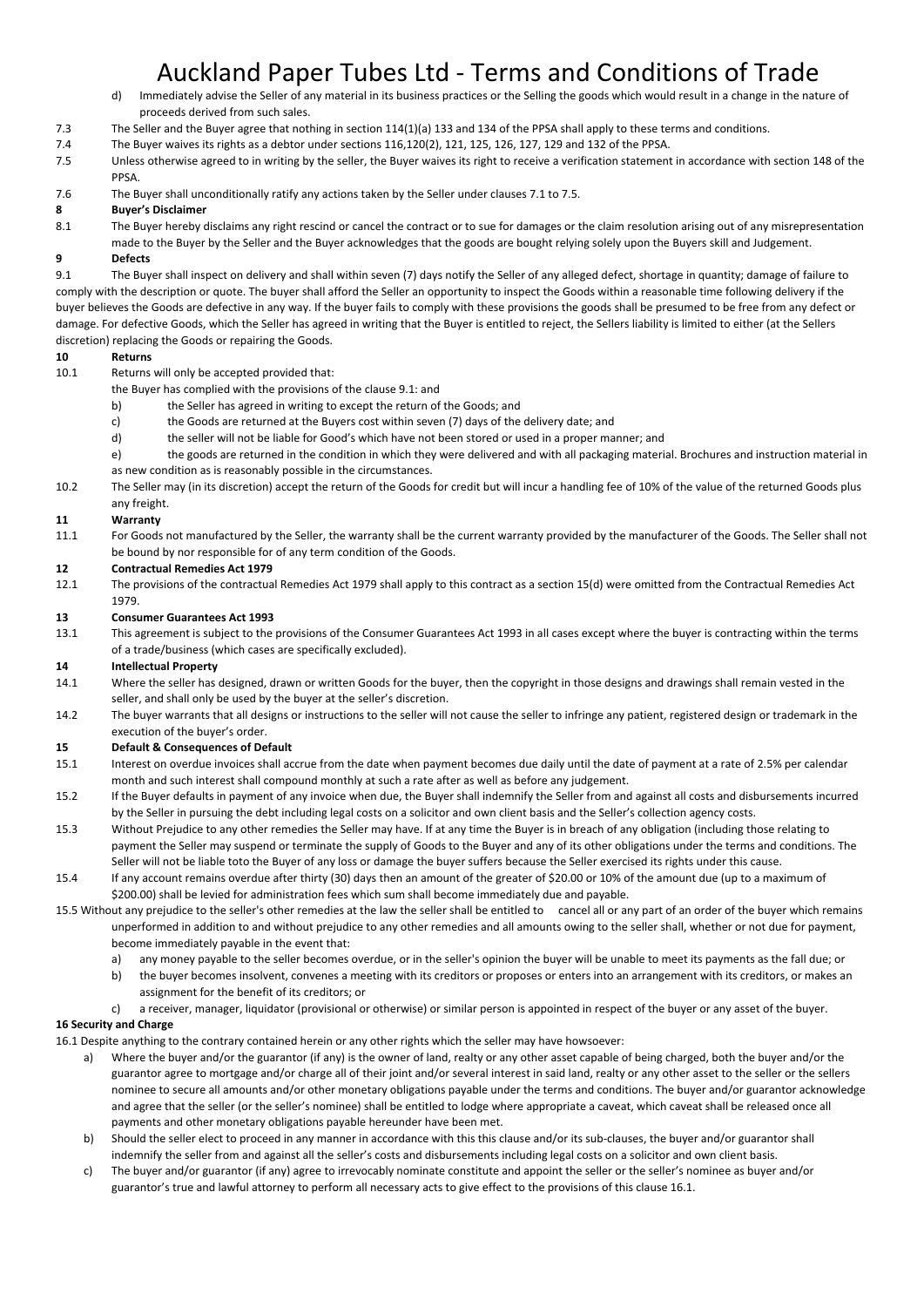# Auckland Paper Tubes Ltd - Terms and Conditions of Trade

d) Immediately advise the Seller of any material in its business practices or the Selling the goods which would result in a change in the nature of proceeds derived from such sales.

7.3 The Seller and the Buyer agree that nothing in section 114(1)(a) 133 and 134 of the PPSA shall apply to these terms and conditions.

7.4 The Buyer waives its rights as a debtor under sections 116,120(2), 121, 125, 126, 127, 129 and 132 of the PPSA.

7.5 Unless otherwise agreed to in writing by the seller, the Buyer waives its right to receive a verification statement in accordance with section 148 of the PPSA.

7.6 The Buyer shall unconditionally ratify any actions taken by the Seller under clauses 7.1 to 7.5.

**8 Buyer's Disclaimer**

8.1 The Buyer hereby disclaims any right rescind or cancel the contract or to sue for damages or the claim resolution arising out of any misrepresentation made to the Buyer by the Seller and the Buyer acknowledges that the goods are bought relying solely upon the Buyers skill and Judgement.

**9 Defects**

9.1 The Buyer shall inspect on delivery and shall within seven (7) days notify the Seller of any alleged defect, shortage in quantity; damage of failure to comply with the description or quote. The buyer shall afford the Seller an opportunity to inspect the Goods within a reasonable time following delivery if the buyer believes the Goods are defective in any way. If the buyer fails to comply with these provisions the goods shall be presumed to be free from any defect or damage. For defective Goods, which the Seller has agreed in writing that the Buyer is entitled to reject, the Sellers liability is limited to either (at the Sellers discretion) replacing the Goods or repairing the Goods.

**10 Returns**

10.1 Returns will only be accepted provided that:

the Buyer has complied with the provisions of the clause 9.1: and

b) the Seller has agreed in writing to except the return of the Goods; and

c) the Goods are returned at the Buyers cost within seven (7) days of the delivery date; and

d) the seller will not be liable for Good's which have not been stored or used in a proper manner; and

e) the goods are returned in the condition in which they were delivered and with all packaging material. Brochures and instruction material in as new condition as is reasonably possible in the circumstances.

10.2 The Seller may (in its discretion) accept the return of the Goods for credit but will incur a handling fee of 10% of the value of the returned Goods plus any freight.

**11 Warranty**

11.1 For Goods not manufactured by the Seller, the warranty shall be the current warranty provided by the manufacturer of the Goods. The Seller shall not be bound by nor responsible for of any term condition of the Goods.

**12 Contractual Remedies Act 1979**

12.1 The provisions of the contractual Remedies Act 1979 shall apply to this contract as a section 15(d) were omitted from the Contractual Remedies Act 1979.

**13 Consumer Guarantees Act 1993**

13.1 This agreement is subject to the provisions of the Consumer Guarantees Act 1993 in all cases except where the buyer is contracting within the terms of a trade/business (which cases are specifically excluded).

**14 Intellectual Property**

14.1 Where the seller has designed, drawn or written Goods for the buyer, then the copyright in those designs and drawings shall remain vested in the seller, and shall only be used by the buyer at the seller's discretion.

14.2 The buyer warrants that all designs or instructions to the seller will not cause the seller to infringe any patient, registered design or trademark in the execution of the buyer's order.

**15 Default & Consequences of Default**

15.1 Interest on overdue invoices shall accrue from the date when payment becomes due daily until the date of payment at a rate of 2.5% per calendar month and such interest shall compound monthly at such a rate after as well as before any judgement.

15.2 If the Buyer defaults in payment of any invoice when due, the Buyer shall indemnify the Seller from and against all costs and disbursements incurred by the Seller in pursuing the debt including legal costs on a solicitor and own client basis and the Seller's collection agency costs.

15.3 Without Prejudice to any other remedies the Seller may have. If at any time the Buyer is in breach of any obligation (including those relating to payment the Seller may suspend or terminate the supply of Goods to the Buyer and any of its other obligations under the terms and conditions. The Seller will not be liable toto the Buyer of any loss or damage the buyer suffers because the Seller exercised its rights under this cause.

15.4 If any account remains overdue after thirty (30) days then an amount of the greater of $20.00 or 10% of the amount due (up to a maximum of $200.00) shall be levied for administration fees which sum shall become immediately due and payable.

15.5 Without any prejudice to the seller's other remedies at the law the seller shall be entitled to cancel all or any part of an order of the buyer which remains unperformed in addition to and without prejudice to any other remedies and all amounts owing to the seller shall, whether or not due for payment, become immediately payable in the event that:

a) any money payable to the seller becomes overdue, or in the seller's opinion the buyer will be unable to meet its payments as the fall due; or

b) the buyer becomes insolvent, convenes a meeting with its creditors or proposes or enters into an arrangement with its creditors, or makes an assignment for the benefit of its creditors; or

c) a receiver, manager, liquidator (provisional or otherwise) or similar person is appointed in respect of the buyer or any asset of the buyer.

**16 Security and Charge**

16.1 Despite anything to the contrary contained herein or any other rights which the seller may have howsoever:

a) Where the buyer and/or the guarantor (if any) is the owner of land, realty or any other asset capable of being charged, both the buyer and/or the guarantor agree to mortgage and/or charge all of their joint and/or several interest in said land, realty or any other asset to the seller or the sellers nominee to secure all amounts and/or other monetary obligations payable under the terms and conditions. The buyer and/or guarantor acknowledge and agree that the seller (or the seller's nominee) shall be entitled to lodge where appropriate a caveat, which caveat shall be released once all payments and other monetary obligations payable hereunder have been met.

b) Should the seller elect to proceed in any manner in accordance with this this clause and/or its sub-clauses, the buyer and/or guarantor shall indemnify the seller from and against all the seller's costs and disbursements including legal costs on a solicitor and own client basis.

c) The buyer and/or guarantor (if any) agree to irrevocably nominate constitute and appoint the seller or the seller's nominee as buyer and/or guarantor's true and lawful attorney to perform all necessary acts to give effect to the provisions of this clause 16.1.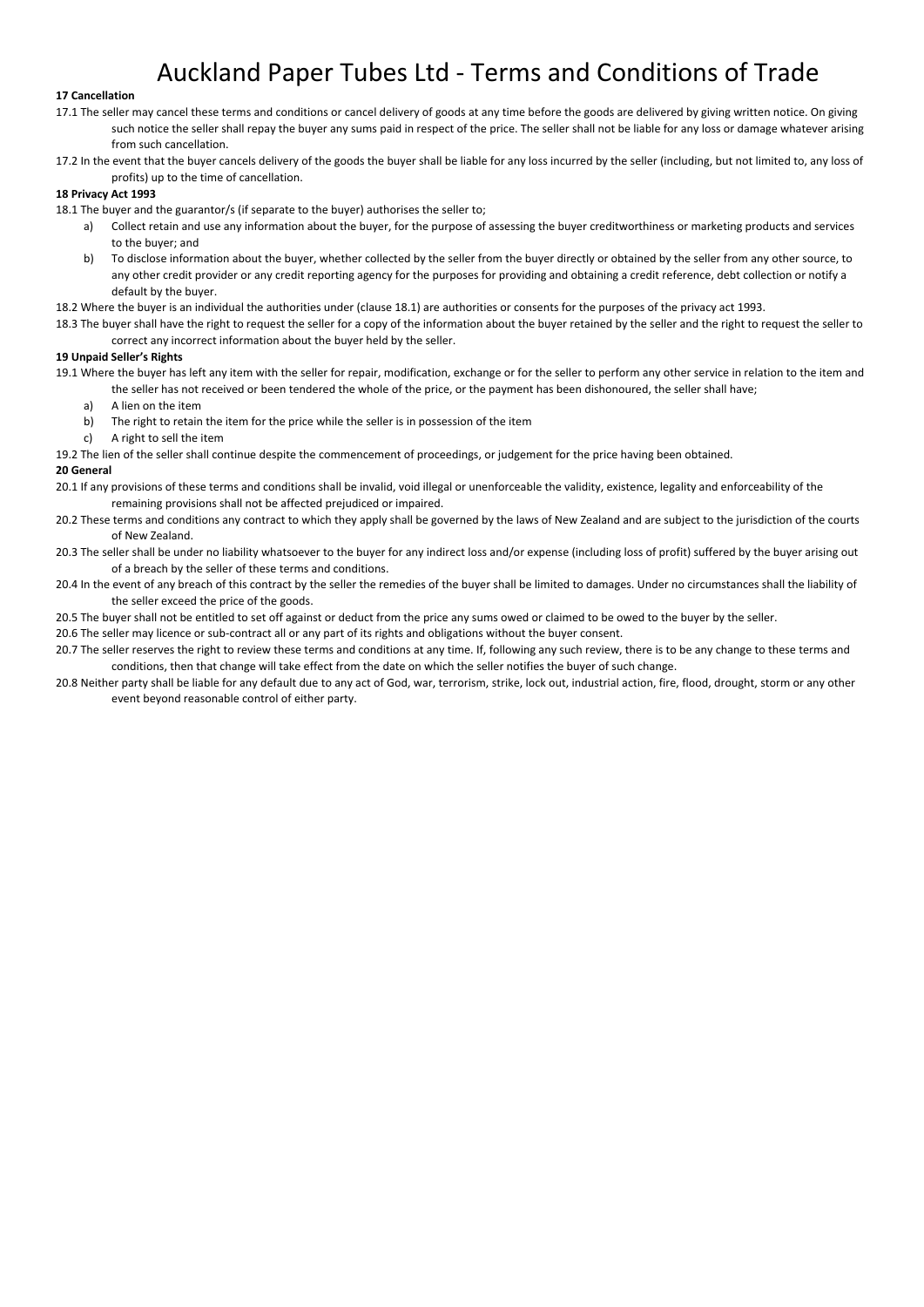# Auckland Paper Tubes Ltd - Terms and Conditions of Trade

**17 Cancellation**

17.1 The seller may cancel these terms and conditions or cancel delivery of goods at any time before the goods are delivered by giving written notice. On giving such notice the seller shall repay the buyer any sums paid in respect of the price. The seller shall not be liable for any loss or damage whatever arising from such cancellation.

17.2 In the event that the buyer cancels delivery of the goods the buyer shall be liable for any loss incurred by the seller (including, but not limited to, any loss of profits) up to the time of cancellation.

**18 Privacy Act 1993**

18.1 The buyer and the guarantor/s (if separate to the buyer) authorises the seller to;

a) Collect retain and use any information about the buyer, for the purpose of assessing the buyer creditworthiness or marketing products and services to the buyer; and

b) To disclose information about the buyer, whether collected by the seller from the buyer directly or obtained by the seller from any other source, to any other credit provider or any credit reporting agency for the purposes for providing and obtaining a credit reference, debt collection or notify a default by the buyer.

18.2 Where the buyer is an individual the authorities under (clause 18.1) are authorities or consents for the purposes of the privacy act 1993.

18.3 The buyer shall have the right to request the seller for a copy of the information about the buyer retained by the seller and the right to request the seller to correct any incorrect information about the buyer held by the seller.

**19 Unpaid Seller's Rights**

19.1 Where the buyer has left any item with the seller for repair, modification, exchange or for the seller to perform any other service in relation to the item and the seller has not received or been tendered the whole of the price, or the payment has been dishonoured, the seller shall have;

a) A lien on the item

b) The right to retain the item for the price while the seller is in possession of the item

c) A right to sell the item

19.2 The lien of the seller shall continue despite the commencement of proceedings, or judgement for the price having been obtained.

**20 General**

20.1 If any provisions of these terms and conditions shall be invalid, void illegal or unenforceable the validity, existence, legality and enforceability of the remaining provisions shall not be affected prejudiced or impaired.

20.2 These terms and conditions any contract to which they apply shall be governed by the laws of New Zealand and are subject to the jurisdiction of the courts of New Zealand.

20.3 The seller shall be under no liability whatsoever to the buyer for any indirect loss and/or expense (including loss of profit) suffered by the buyer arising out of a breach by the seller of these terms and conditions.

20.4 In the event of any breach of this contract by the seller the remedies of the buyer shall be limited to damages. Under no circumstances shall the liability of the seller exceed the price of the goods.

20.5 The buyer shall not be entitled to set off against or deduct from the price any sums owed or claimed to be owed to the buyer by the seller.

20.6 The seller may licence or sub-contract all or any part of its rights and obligations without the buyer consent.

20.7 The seller reserves the right to review these terms and conditions at any time. If, following any such review, there is to be any change to these terms and conditions, then that change will take effect from the date on which the seller notifies the buyer of such change.

20.8 Neither party shall be liable for any default due to any act of God, war, terrorism, strike, lock out, industrial action, fire, flood, drought, storm or any other event beyond reasonable control of either party.